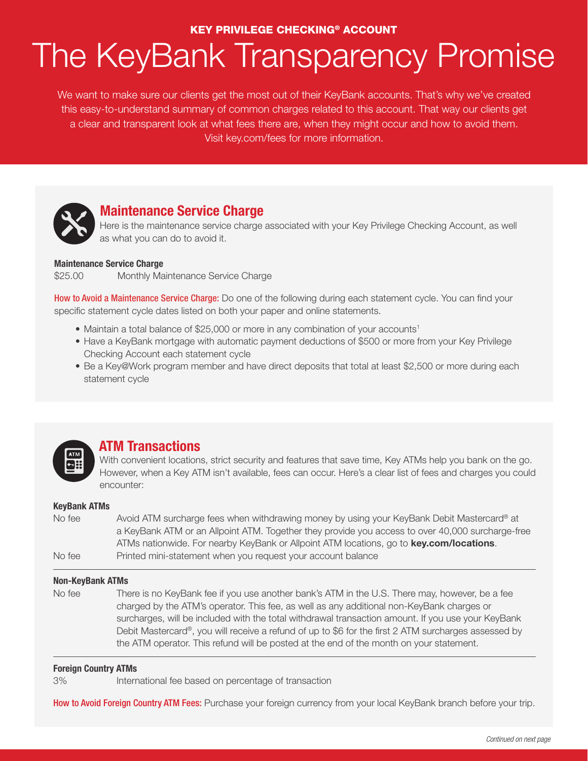KEY PRIVILEGE CHECKING® ACCOUNT

# The KeyBank Transparency Promise

We want to make sure our clients get the most out of their KeyBank accounts. That's why we've created this easy-to-understand summary of common charges related to this account. That way our clients get a clear and transparent look at what fees there are, when they might occur and how to avoid them. Visit key.com/fees for more information.

## Maintenance Service Charge

Here is the maintenance service charge associated with your Key Privilege Checking Account, as well as what you can do to avoid it.

**Maintenance Service Charge**

| | |
|---|---|
| $25.00 | Monthly Maintenance Service Charge |

**How to Avoid a Maintenance Service Charge:** Do one of the following during each statement cycle. You can find your specific statement cycle dates listed on both your paper and online statements.

- Maintain a total balance of $25,000 or more in any combination of your accounts[1]
- Have a KeyBank mortgage with automatic payment deductions of $500 or more from your Key Privilege Checking Account each statement cycle
- Be a Key@Work program member and have direct deposits that total at least $2,500 or more during each statement cycle

## ATM Transactions

With convenient locations, strict security and features that save time, Key ATMs help you bank on the go. However, when a Key ATM isn't available, fees can occur. Here's a clear list of fees and charges you could encounter:

**KeyBank ATMs**

| | |
|---|---|
| No fee | Avoid ATM surcharge fees when withdrawing money by using your KeyBank Debit Mastercard® at a KeyBank ATM or an Allpoint ATM. Together they provide you access to over 40,000 surcharge-free ATMs nationwide. For nearby KeyBank or Allpoint ATM locations, go to **key.com/locations**. |
| No fee | Printed mini-statement when you request your account balance |

**Non-KeyBank ATMs**

| | |
|---|---|
| No fee | There is no KeyBank fee if you use another bank's ATM in the U.S. There may, however, be a fee charged by the ATM's operator. This fee, as well as any additional non-KeyBank charges or surcharges, will be included with the total withdrawal transaction amount. If you use your KeyBank Debit Mastercard®, you will receive a refund of up to $6 for the first 2 ATM surcharges assessed by the ATM operator. This refund will be posted at the end of the month on your statement. |

**Foreign Country ATMs**

| | |
|---|---|
| 3% | International fee based on percentage of transaction |

**How to Avoid Foreign Country ATM Fees:** Purchase your foreign currency from your local KeyBank branch before your trip.

*Continued on next page*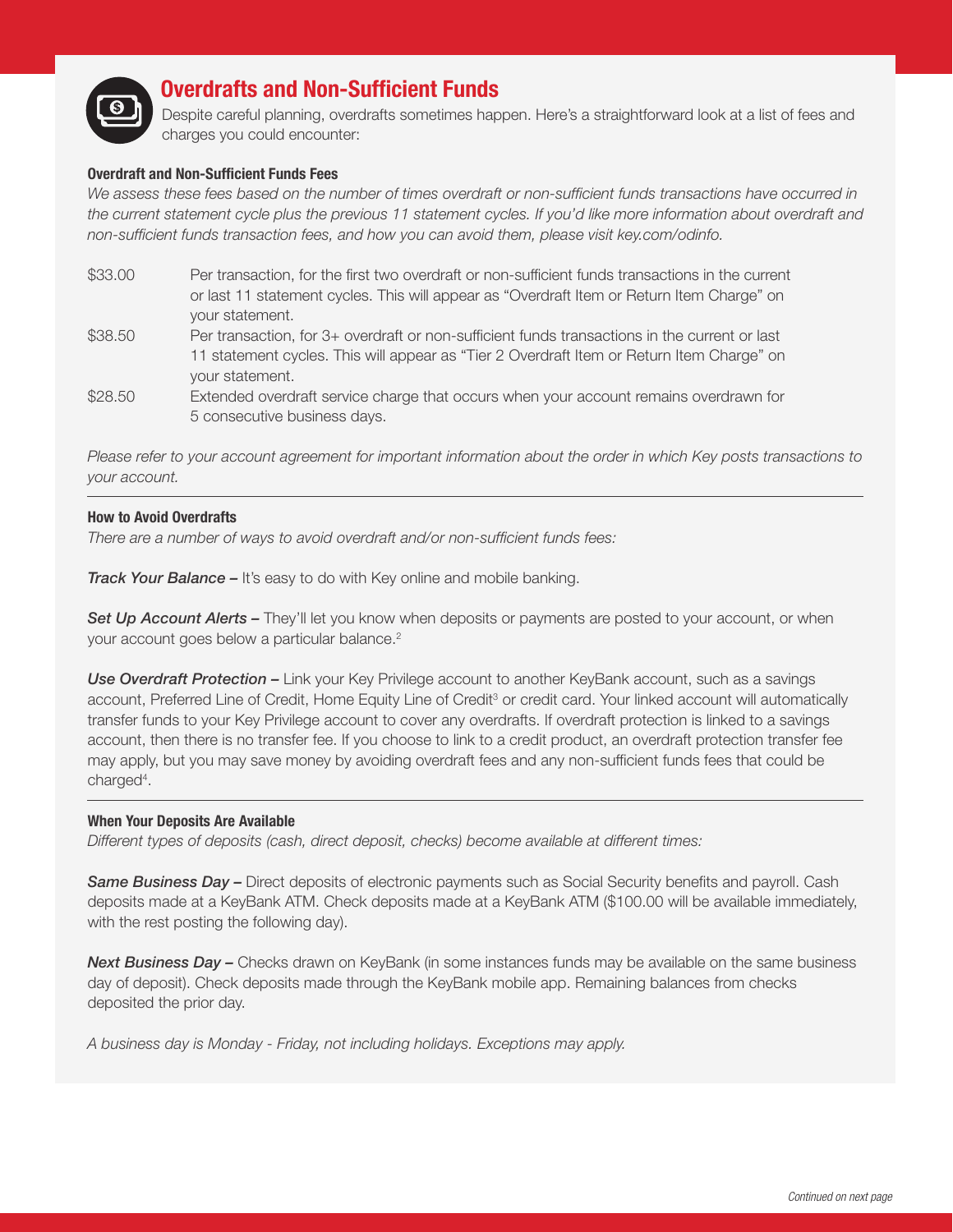## Overdrafts and Non-Sufficient Funds

Despite careful planning, overdrafts sometimes happen. Here's a straightforward look at a list of fees and charges you could encounter:

### Overdraft and Non-Sufficient Funds Fees

*We assess these fees based on the number of times overdraft or non-sufficient funds transactions have occurred in the current statement cycle plus the previous 11 statement cycles. If you'd like more information about overdraft and non-sufficient funds transaction fees, and how you can avoid them, please visit key.com/odinfo.*

| | |
|---|---|
| $33.00 | Per transaction, for the first two overdraft or non-sufficient funds transactions in the current or last 11 statement cycles. This will appear as "Overdraft Item or Return Item Charge" on your statement. |
| $38.50 | Per transaction, for 3+ overdraft or non-sufficient funds transactions in the current or last 11 statement cycles. This will appear as "Tier 2 Overdraft Item or Return Item Charge" on your statement. |
| $28.50 | Extended overdraft service charge that occurs when your account remains overdrawn for 5 consecutive business days. |

*Please refer to your account agreement for important information about the order in which Key posts transactions to your account.*

---

### How to Avoid Overdrafts

*There are a number of ways to avoid overdraft and/or non-sufficient funds fees:*

***Track Your Balance –*** It's easy to do with Key online and mobile banking.

***Set Up Account Alerts –*** They'll let you know when deposits or payments are posted to your account, or when your account goes below a particular balance.[2]

***Use Overdraft Protection –*** Link your Key Privilege account to another KeyBank account, such as a savings account, Preferred Line of Credit, Home Equity Line of Credit[3] or credit card. Your linked account will automatically transfer funds to your Key Privilege account to cover any overdrafts. If overdraft protection is linked to a savings account, then there is no transfer fee. If you choose to link to a credit product, an overdraft protection transfer fee may apply, but you may save money by avoiding overdraft fees and any non-sufficient funds fees that could be charged[4].

---

### When Your Deposits Are Available

*Different types of deposits (cash, direct deposit, checks) become available at different times:*

***Same Business Day –*** Direct deposits of electronic payments such as Social Security benefits and payroll. Cash deposits made at a KeyBank ATM. Check deposits made at a KeyBank ATM ($100.00 will be available immediately, with the rest posting the following day).

***Next Business Day –*** Checks drawn on KeyBank (in some instances funds may be available on the same business day of deposit). Check deposits made through the KeyBank mobile app. Remaining balances from checks deposited the prior day.

*A business day is Monday - Friday, not including holidays. Exceptions may apply.*

*Continued on next page*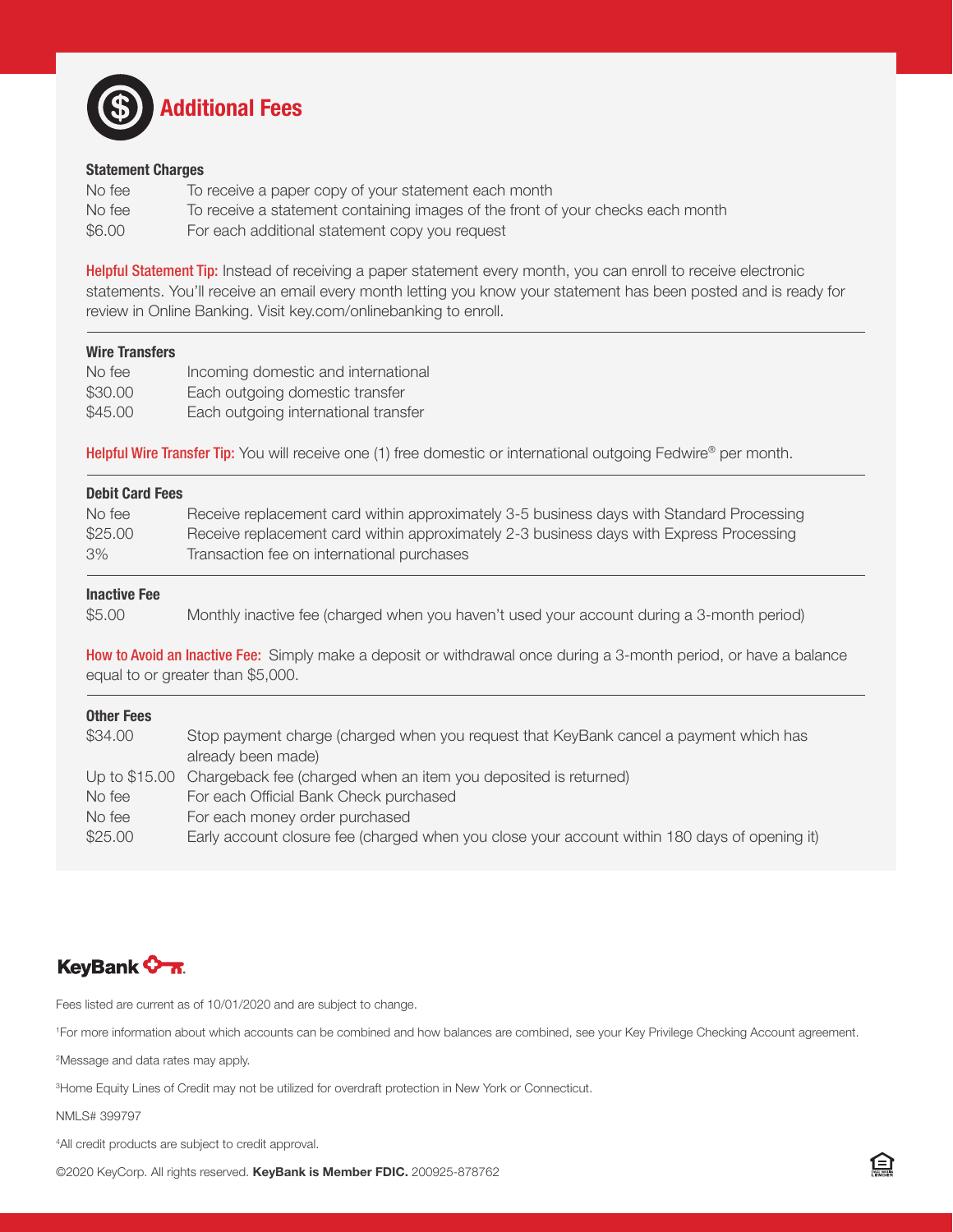# Additional Fees

### Statement Charges

| | |
|---|---|
| No fee | To receive a paper copy of your statement each month |
| No fee | To receive a statement containing images of the front of your checks each month |
| $6.00 | For each additional statement copy you request |

**Helpful Statement Tip:** Instead of receiving a paper statement every month, you can enroll to receive electronic statements. You'll receive an email every month letting you know your statement has been posted and is ready for review in Online Banking. Visit key.com/onlinebanking to enroll.

### Wire Transfers

| | |
|---|---|
| No fee | Incoming domestic and international |
| $30.00 | Each outgoing domestic transfer |
| $45.00 | Each outgoing international transfer |

**Helpful Wire Transfer Tip:** You will receive one (1) free domestic or international outgoing Fedwire® per month.

### Debit Card Fees

| | |
|---|---|
| No fee | Receive replacement card within approximately 3-5 business days with Standard Processing |
| $25.00 | Receive replacement card within approximately 2-3 business days with Express Processing |
| 3% | Transaction fee on international purchases |

### Inactive Fee

| | |
|---|---|
| $5.00 | Monthly inactive fee (charged when you haven't used your account during a 3-month period) |

**How to Avoid an Inactive Fee:** Simply make a deposit or withdrawal once during a 3-month period, or have a balance equal to or greater than $5,000.

### Other Fees

| | |
|---|---|
| $34.00 | Stop payment charge (charged when you request that KeyBank cancel a payment which has already been made) |
| Up to $15.00 | Chargeback fee (charged when an item you deposited is returned) |
| No fee | For each Official Bank Check purchased |
| No fee | For each money order purchased |
| $25.00 | Early account closure fee (charged when you close your account within 180 days of opening it) |

KeyBank

Fees listed are current as of 10/01/2020 and are subject to change.

[1]For more information about which accounts can be combined and how balances are combined, see your Key Privilege Checking Account agreement.

[2]Message and data rates may apply.

[3]Home Equity Lines of Credit may not be utilized for overdraft protection in New York or Connecticut.

NMLS# 399797

[4]All credit products are subject to credit approval.

©2020 KeyCorp. All rights reserved. **KeyBank is Member FDIC.** 200925-878762